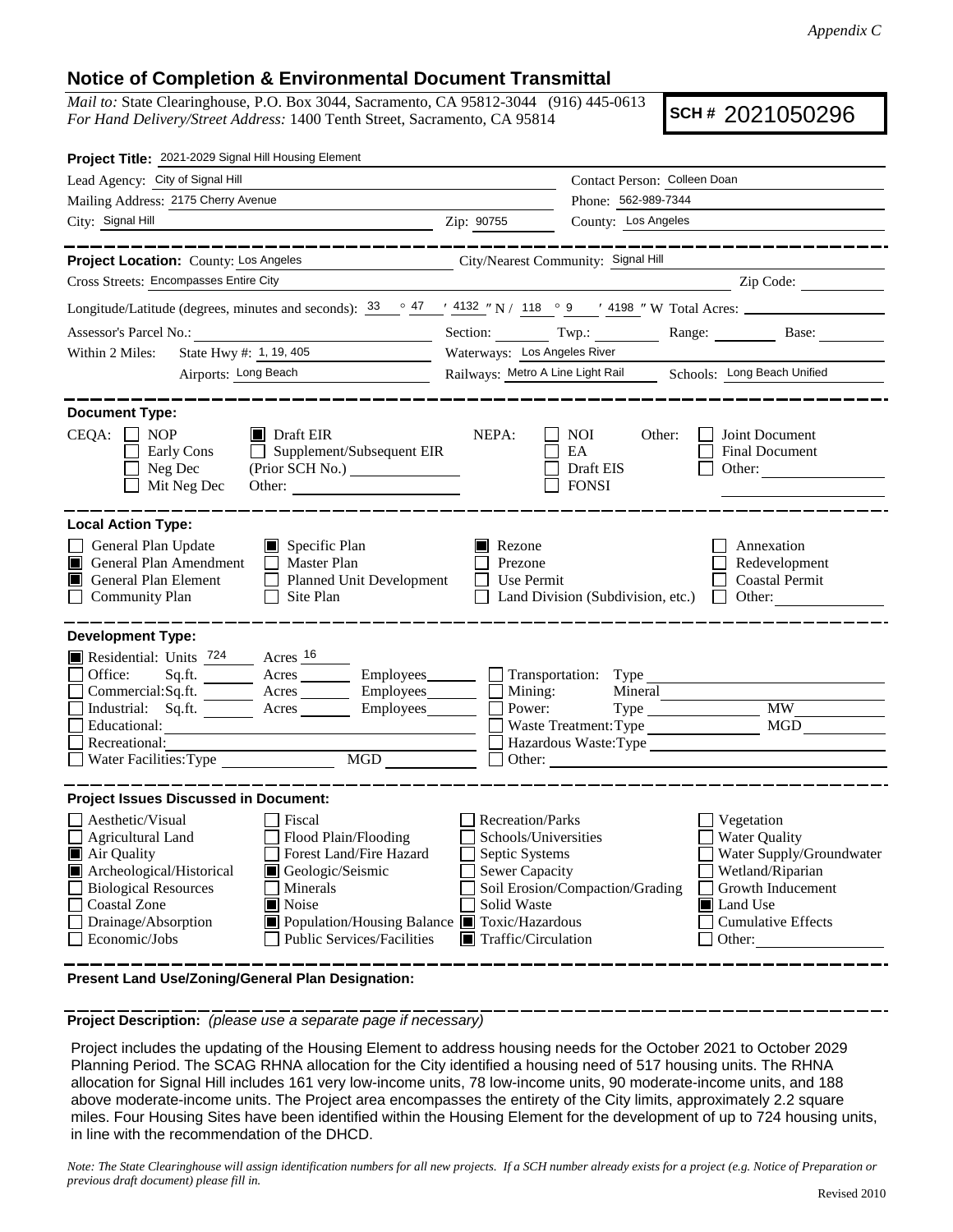*Appendix C*

# Notice of Completion & Environmental Document Transmittal

*Mail to:* State Clearinghouse, P.O. Box 3044, Sacramento, CA 95812-3044 (916) 445-0613
*For Hand Delivery/Street Address:* 1400 Tenth Street, Sacramento, CA 95814

**SCH #** 2021050296

**Project Title:** 2021-2029 Signal Hill Housing Element

Lead Agency: City of Signal Hill
Contact Person: Colleen Doan
Mailing Address: 2175 Cherry Avenue
Phone: 562-989-7344
City: Signal Hill
Zip: 90755
County: Los Angeles

---

**Project Location:** County: Los Angeles
City/Nearest Community: Signal Hill
Cross Streets: Encompasses Entire City
Zip Code:

Longitude/Latitude (degrees, minutes and seconds): 33 ° 47 ′ 4132 ″ N / 118 ° 9 ′ 4198 ″ W Total Acres:

Assessor's Parcel No.:
Section: Twp.: Range: Base:

Within 2 Miles: State Hwy #: 1, 19, 405
Waterways: Los Angeles River
Airports: Long Beach
Railways: Metro A Line Light Rail
Schools: Long Beach Unified

---

**Document Type:**

CEQA:
- [ ] NOP
- [ ] Early Cons
- [ ] Neg Dec
- [ ] Mit Neg Dec
- [x] Draft EIR
- [ ] Supplement/Subsequent EIR (Prior SCH No.)
- Other:

NEPA:
- [ ] NOI
- [ ] EA
- [ ] Draft EIS
- [ ] FONSI

Other:
- [ ] Joint Document
- [ ] Final Document
- [ ] Other:

---

**Local Action Type:**

- [ ] General Plan Update
- [x] General Plan Amendment
- [x] General Plan Element
- [ ] Community Plan
- [x] Specific Plan
- [ ] Master Plan
- [ ] Planned Unit Development
- [ ] Site Plan
- [x] Rezone
- [ ] Prezone
- [ ] Use Permit
- [ ] Land Division (Subdivision, etc.)
- [ ] Annexation
- [ ] Redevelopment
- [ ] Coastal Permit
- [ ] Other:

---

**Development Type:**

- [x] Residential: Units 724 Acres 16
- [ ] Office: Sq.ft. Acres Employees
- [ ] Commercial: Sq.ft. Acres Employees
- [ ] Industrial: Sq.ft. Acres Employees
- [ ] Educational:
- [ ] Recreational:
- [ ] Water Facilities: Type MGD
- [ ] Transportation: Type
- [ ] Mining: Mineral
- [ ] Power: Type MW
- [ ] Waste Treatment: Type MGD
- [ ] Hazardous Waste: Type
- [ ] Other:

---

**Project Issues Discussed in Document:**

- [ ] Aesthetic/Visual
- [ ] Agricultural Land
- [x] Air Quality
- [x] Archeological/Historical
- [ ] Biological Resources
- [ ] Coastal Zone
- [ ] Drainage/Absorption
- [ ] Economic/Jobs
- [ ] Fiscal
- [ ] Flood Plain/Flooding
- [ ] Forest Land/Fire Hazard
- [x] Geologic/Seismic
- [ ] Minerals
- [x] Noise
- [x] Population/Housing Balance
- [ ] Public Services/Facilities
- [ ] Recreation/Parks
- [ ] Schools/Universities
- [ ] Septic Systems
- [ ] Sewer Capacity
- [ ] Soil Erosion/Compaction/Grading
- [ ] Solid Waste
- [x] Toxic/Hazardous
- [x] Traffic/Circulation
- [ ] Vegetation
- [ ] Water Quality
- [ ] Water Supply/Groundwater
- [ ] Wetland/Riparian
- [ ] Growth Inducement
- [x] Land Use
- [ ] Cumulative Effects
- [ ] Other:

---

**Present Land Use/Zoning/General Plan Designation:**

---

**Project Description:** *(please use a separate page if necessary)*

Project includes the updating of the Housing Element to address housing needs for the October 2021 to October 2029 Planning Period. The SCAG RHNA allocation for the City identified a housing need of 517 housing units. The RHNA allocation for Signal Hill includes 161 very low-income units, 78 low-income units, 90 moderate-income units, and 188 above moderate-income units. The Project area encompasses the entirety of the City limits, approximately 2.2 square miles. Four Housing Sites have been identified within the Housing Element for the development of up to 724 housing units, in line with the recommendation of the DHCD.

*Note: The State Clearinghouse will assign identification numbers for all new projects. If a SCH number already exists for a project (e.g. Notice of Preparation or previous draft document) please fill in.*

Revised 2010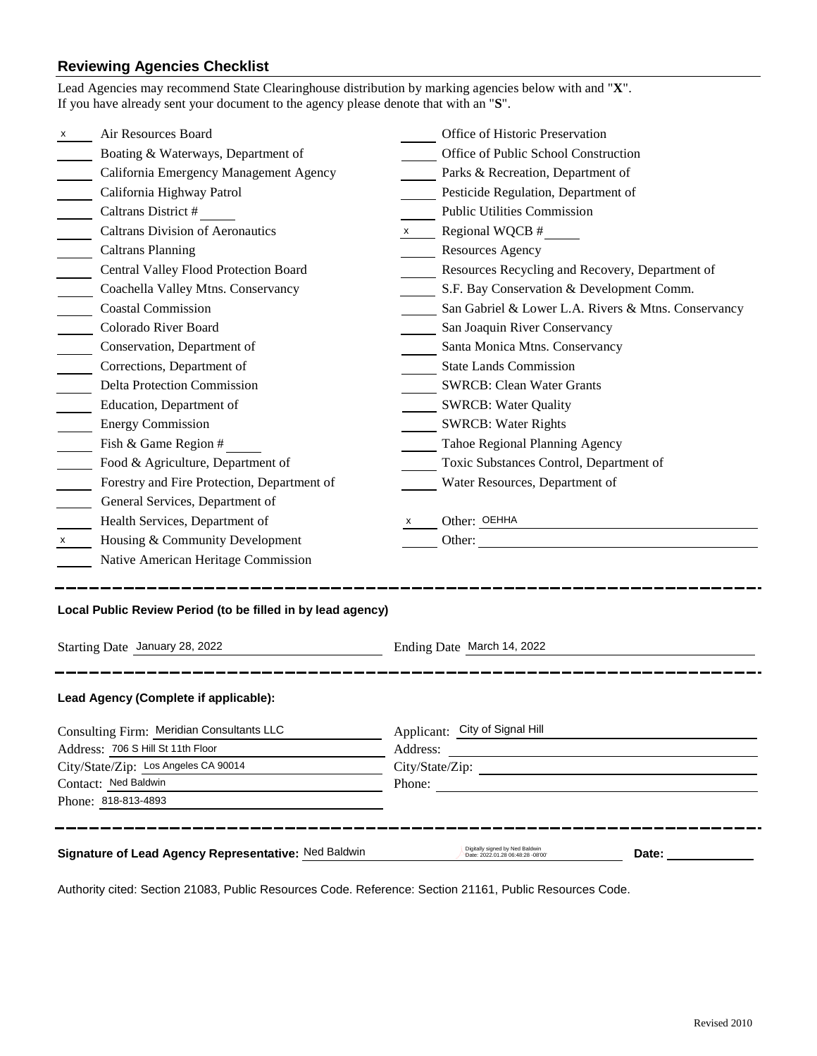## Reviewing Agencies Checklist

Lead Agencies may recommend State Clearinghouse distribution by marking agencies below with and "**X**".
If you have already sent your document to the agency please denote that with an "**S**".

| | | | |
|---|---|---|---|
| x | Air Resources Board | | Office of Historic Preservation |
| | Boating & Waterways, Department of | | Office of Public School Construction |
| | California Emergency Management Agency | | Parks & Recreation, Department of |
| | California Highway Patrol | | Pesticide Regulation, Department of |
| | Caltrans District # | | Public Utilities Commission |
| | Caltrans Division of Aeronautics | x | Regional WQCB # |
| | Caltrans Planning | | Resources Agency |
| | Central Valley Flood Protection Board | | Resources Recycling and Recovery, Department of |
| | Coachella Valley Mtns. Conservancy | | S.F. Bay Conservation & Development Comm. |
| | Coastal Commission | | San Gabriel & Lower L.A. Rivers & Mtns. Conservancy |
| | Colorado River Board | | San Joaquin River Conservancy |
| | Conservation, Department of | | Santa Monica Mtns. Conservancy |
| | Corrections, Department of | | State Lands Commission |
| | Delta Protection Commission | | SWRCB: Clean Water Grants |
| | Education, Department of | | SWRCB: Water Quality |
| | Energy Commission | | SWRCB: Water Rights |
| | Fish & Game Region # | | Tahoe Regional Planning Agency |
| | Food & Agriculture, Department of | | Toxic Substances Control, Department of |
| | Forestry and Fire Protection, Department of | | Water Resources, Department of |
| | General Services, Department of | | |
| | Health Services, Department of | x | Other: OEHHA |
| x | Housing & Community Development | | Other: |
| | Native American Heritage Commission | | |

**Local Public Review Period (to be filled in by lead agency)**

Starting Date January 28, 2022 Ending Date March 14, 2022

**Lead Agency (Complete if applicable):**

Consulting Firm: Meridian Consultants LLC
Address: 706 S Hill St 11th Floor
City/State/Zip: Los Angeles CA 90014
Contact: Ned Baldwin
Phone: 818-813-4893

Applicant: City of Signal Hill
Address:
City/State/Zip:
Phone:

**Signature of Lead Agency Representative:** Ned Baldwin Digitally signed by Ned Baldwin Date: 2022.01.28 06:48:28 -08'00' **Date:**

Authority cited: Section 21083, Public Resources Code. Reference: Section 21161, Public Resources Code.

Revised 2010